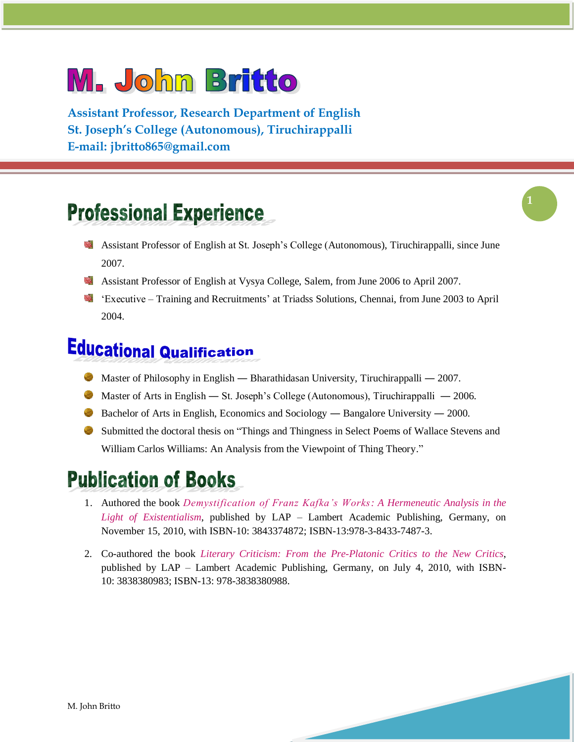# M. John Britto

**Assistant Professor, Research Department of English**
**St. Joseph's College (Autonomous), Tiruchirappalli**
**E-mail: jbritto865@gmail.com**

## Professional Experience

- Assistant Professor of English at St. Joseph's College (Autonomous), Tiruchirappalli, since June 2007.
- Assistant Professor of English at Vysya College, Salem, from June 2006 to April 2007.
- 'Executive – Training and Recruitments' at Triadss Solutions, Chennai, from June 2003 to April 2004.

## Educational Qualification

- Master of Philosophy in English — Bharathidasan University, Tiruchirappalli — 2007.
- Master of Arts in English — St. Joseph's College (Autonomous), Tiruchirappalli — 2006.
- Bachelor of Arts in English, Economics and Sociology — Bangalore University — 2000.
- Submitted the doctoral thesis on "Things and Thingness in Select Poems of Wallace Stevens and William Carlos Williams: An Analysis from the Viewpoint of Thing Theory."

## Publication of Books

1. Authored the book *Demystification of Franz Kafka's Works: A Hermeneutic Analysis in the Light of Existentialism*, published by LAP – Lambert Academic Publishing, Germany, on November 15, 2010, with ISBN-10: 3843374872; ISBN-13:978-3-8433-7487-3.

2. Co-authored the book *Literary Criticism: From the Pre-Platonic Critics to the New Critics*, published by LAP – Lambert Academic Publishing, Germany, on July 4, 2010, with ISBN-10: 3838380983; ISBN-13: 978-3838380988.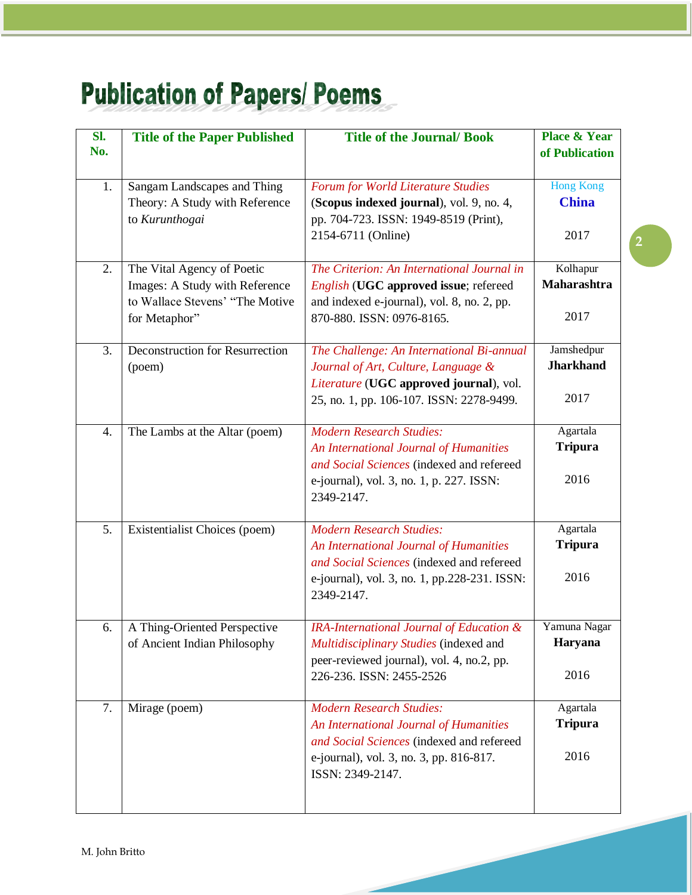# Publication of Papers/ Poems

| Sl. No. | Title of the Paper Published | Title of the Journal/ Book | Place & Year of Publication |
|---|---|---|---|
| 1. | Sangam Landscapes and Thing Theory: A Study with Reference to *Kurunthogai* | *Forum for World Literature Studies* (**Scopus indexed journal**), vol. 9, no. 4, pp. 704-723. ISSN: 1949-8519 (Print), 2154-6711 (Online) | Hong Kong **China** 2017 |
| 2. | The Vital Agency of Poetic Images: A Study with Reference to Wallace Stevens' "The Motive for Metaphor" | *The Criterion: An International Journal in English* (**UGC approved issue**; refereed and indexed e-journal), vol. 8, no. 2, pp. 870-880. ISSN: 0976-8165. | Kolhapur **Maharashtra** 2017 |
| 3. | Deconstruction for Resurrection (poem) | *The Challenge: An International Bi-annual Journal of Art, Culture, Language & Literature* (**UGC approved journal**), vol. 25, no. 1, pp. 106-107. ISSN: 2278-9499. | Jamshedpur **Jharkhand** 2017 |
| 4. | The Lambs at the Altar (poem) | *Modern Research Studies: An International Journal of Humanities and Social Sciences* (indexed and refereed e-journal), vol. 3, no. 1, p. 227. ISSN: 2349-2147. | Agartala **Tripura** 2016 |
| 5. | Existentialist Choices (poem) | *Modern Research Studies: An International Journal of Humanities and Social Sciences* (indexed and refereed e-journal), vol. 3, no. 1, pp.228-231. ISSN: 2349-2147. | Agartala **Tripura** 2016 |
| 6. | A Thing-Oriented Perspective of Ancient Indian Philosophy | *IRA-International Journal of Education & Multidisciplinary Studies* (indexed and peer-reviewed journal), vol. 4, no.2, pp. 226-236. ISSN: 2455-2526 | Yamuna Nagar **Haryana** 2016 |
| 7. | Mirage (poem) | *Modern Research Studies: An International Journal of Humanities and Social Sciences* (indexed and refereed e-journal), vol. 3, no. 3, pp. 816-817. ISSN: 2349-2147. | Agartala **Tripura** 2016 |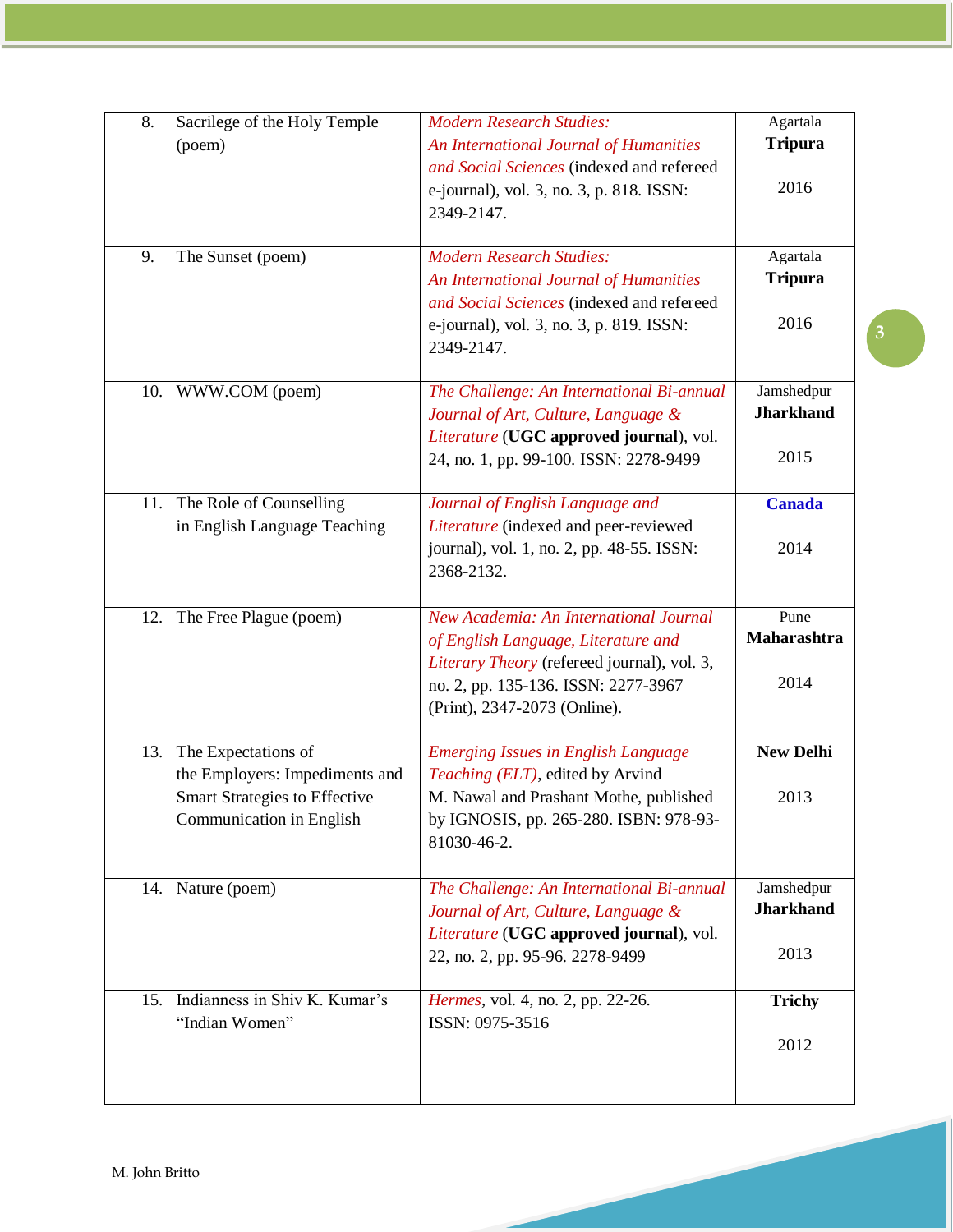| 8. | Sacrilege of the Holy Temple (poem) | *Modern Research Studies: An International Journal of Humanities and Social Sciences* (indexed and refereed e-journal), vol. 3, no. 3, p. 818. ISSN: 2349-2147. | Agartala **Tripura** 2016 |
|---|---|---|---|
| 9. | The Sunset (poem) | *Modern Research Studies: An International Journal of Humanities and Social Sciences* (indexed and refereed e-journal), vol. 3, no. 3, p. 819. ISSN: 2349-2147. | Agartala **Tripura** 2016 |
| 10. | WWW.COM (poem) | *The Challenge: An International Bi-annual Journal of Art, Culture, Language & Literature* (**UGC approved journal**), vol. 24, no. 1, pp. 99-100. ISSN: 2278-9499 | Jamshedpur **Jharkhand** 2015 |
| 11. | The Role of Counselling in English Language Teaching | *Journal of English Language and Literature* (indexed and peer-reviewed journal), vol. 1, no. 2, pp. 48-55. ISSN: 2368-2132. | **Canada** 2014 |
| 12. | The Free Plague (poem) | *New Academia: An International Journal of English Language, Literature and Literary Theory* (refereed journal), vol. 3, no. 2, pp. 135-136. ISSN: 2277-3967 (Print), 2347-2073 (Online). | Pune **Maharashtra** 2014 |
| 13. | The Expectations of the Employers: Impediments and Smart Strategies to Effective Communication in English | *Emerging Issues in English Language Teaching (ELT)*, edited by Arvind M. Nawal and Prashant Mothe, published by IGNOSIS, pp. 265-280. ISBN: 978-93-81030-46-2. | **New Delhi** 2013 |
| 14. | Nature (poem) | *The Challenge: An International Bi-annual Journal of Art, Culture, Language & Literature* (**UGC approved journal**), vol. 22, no. 2, pp. 95-96. 2278-9499 | Jamshedpur **Jharkhand** 2013 |
| 15. | Indianness in Shiv K. Kumar's "Indian Women" | *Hermes*, vol. 4, no. 2, pp. 22-26. ISSN: 0975-3516 | **Trichy** 2012 |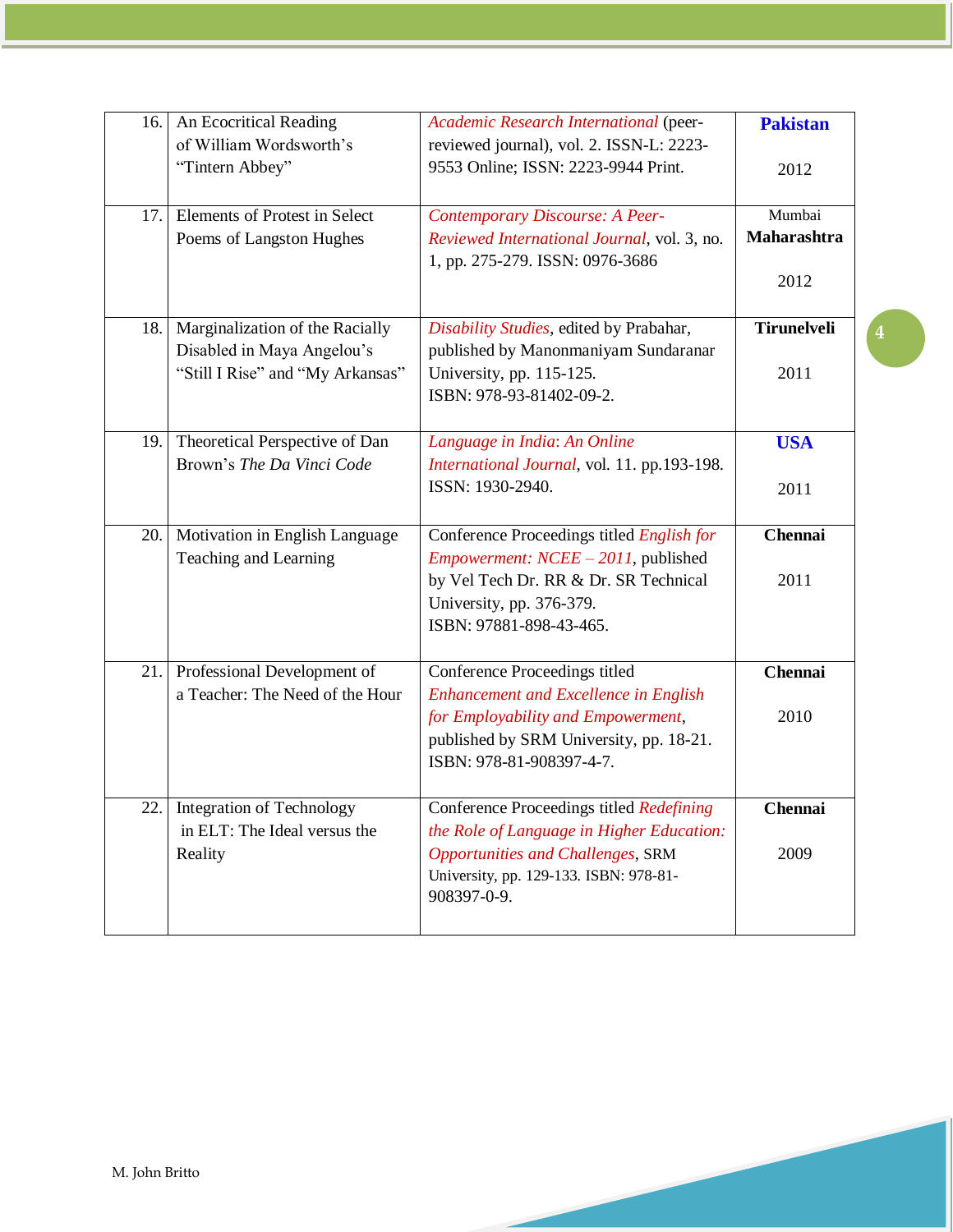| 16. | An Ecocritical Reading of William Wordsworth's "Tintern Abbey" | *Academic Research International* (peer-reviewed journal), vol. 2. ISSN-L: 2223-9553 Online; ISSN: 2223-9944 Print. | **Pakistan** 2012 |
|---|---|---|---|
| 17. | Elements of Protest in Select Poems of Langston Hughes | *Contemporary Discourse: A Peer-Reviewed International Journal*, vol. 3, no. 1, pp. 275-279. ISSN: 0976-3686 | Mumbai **Maharashtra** 2012 |
| 18. | Marginalization of the Racially Disabled in Maya Angelou's "Still I Rise" and "My Arkansas" | *Disability Studies*, edited by Prabahar, published by Manonmaniyam Sundaranar University, pp. 115-125. ISBN: 978-93-81402-09-2. | **Tirunelveli** 2011 |
| 19. | Theoretical Perspective of Dan Brown's *The Da Vinci Code* | *Language in India: An Online International Journal*, vol. 11. pp.193-198. ISSN: 1930-2940. | **USA** 2011 |
| 20. | Motivation in English Language Teaching and Learning | Conference Proceedings titled *English for Empowerment: NCEE – 2011*, published by Vel Tech Dr. RR & Dr. SR Technical University, pp. 376-379. ISBN: 97881-898-43-465. | **Chennai** 2011 |
| 21. | Professional Development of a Teacher: The Need of the Hour | Conference Proceedings titled *Enhancement and Excellence in English for Employability and Empowerment*, published by SRM University, pp. 18-21. ISBN: 978-81-908397-4-7. | **Chennai** 2010 |
| 22. | Integration of Technology in ELT: The Ideal versus the Reality | Conference Proceedings titled *Redefining the Role of Language in Higher Education: Opportunities and Challenges*, SRM University, pp. 129-133. ISBN: 978-81-908397-0-9. | **Chennai** 2009 |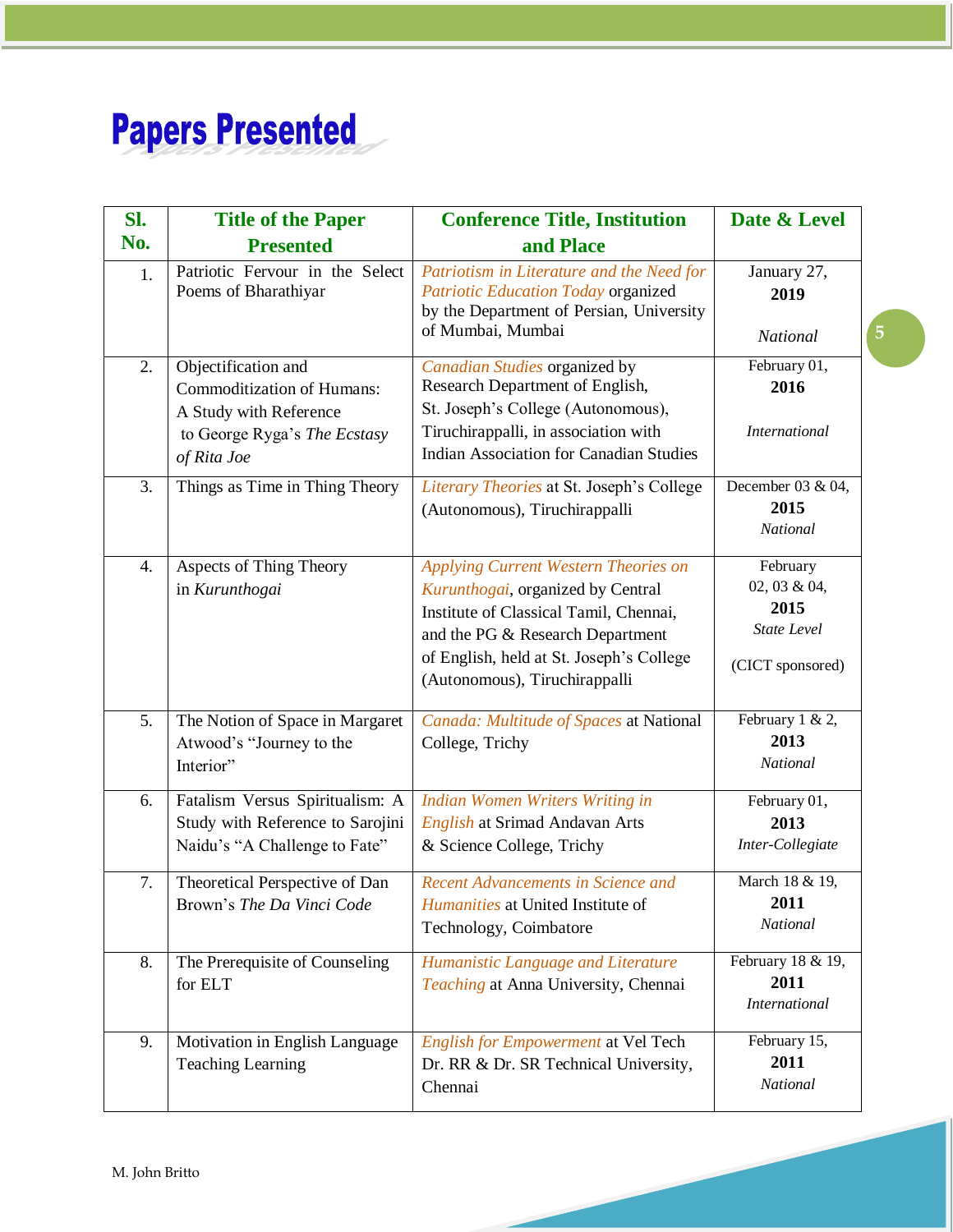# Papers Presented

| Sl. No. | Title of the Paper Presented | Conference Title, Institution and Place | Date & Level |
|---|---|---|---|
| 1. | Patriotic Fervour in the Select Poems of Bharathiyar | *Patriotism in Literature and the Need for Patriotic Education Today* organized by the Department of Persian, University of Mumbai, Mumbai | January 27, **2019** *National* |
| 2. | Objectification and Commoditization of Humans: A Study with Reference to George Ryga's *The Ecstasy of Rita Joe* | *Canadian Studies* organized by Research Department of English, St. Joseph's College (Autonomous), Tiruchirappalli, in association with Indian Association for Canadian Studies | February 01, **2016** *International* |
| 3. | Things as Time in Thing Theory | *Literary Theories* at St. Joseph's College (Autonomous), Tiruchirappalli | December 03 & 04, **2015** *National* |
| 4. | Aspects of Thing Theory in *Kurunthogai* | *Applying Current Western Theories on Kurunthogai*, organized by Central Institute of Classical Tamil, Chennai, and the PG & Research Department of English, held at St. Joseph's College (Autonomous), Tiruchirappalli | February 02, 03 & 04, **2015** *State Level* (CICT sponsored) |
| 5. | The Notion of Space in Margaret Atwood's "Journey to the Interior" | *Canada: Multitude of Spaces* at National College, Trichy | February 1 & 2, **2013** *National* |
| 6. | Fatalism Versus Spiritualism: A Study with Reference to Sarojini Naidu's "A Challenge to Fate" | *Indian Women Writers Writing in English* at Srimad Andavan Arts & Science College, Trichy | February 01, **2013** *Inter-Collegiate* |
| 7. | Theoretical Perspective of Dan Brown's *The Da Vinci Code* | *Recent Advancements in Science and Humanities* at United Institute of Technology, Coimbatore | March 18 & 19, **2011** *National* |
| 8. | The Prerequisite of Counseling for ELT | *Humanistic Language and Literature Teaching* at Anna University, Chennai | February 18 & 19, **2011** *International* |
| 9. | Motivation in English Language Teaching Learning | *English for Empowerment* at Vel Tech Dr. RR & Dr. SR Technical University, Chennai | February 15, **2011** *National* |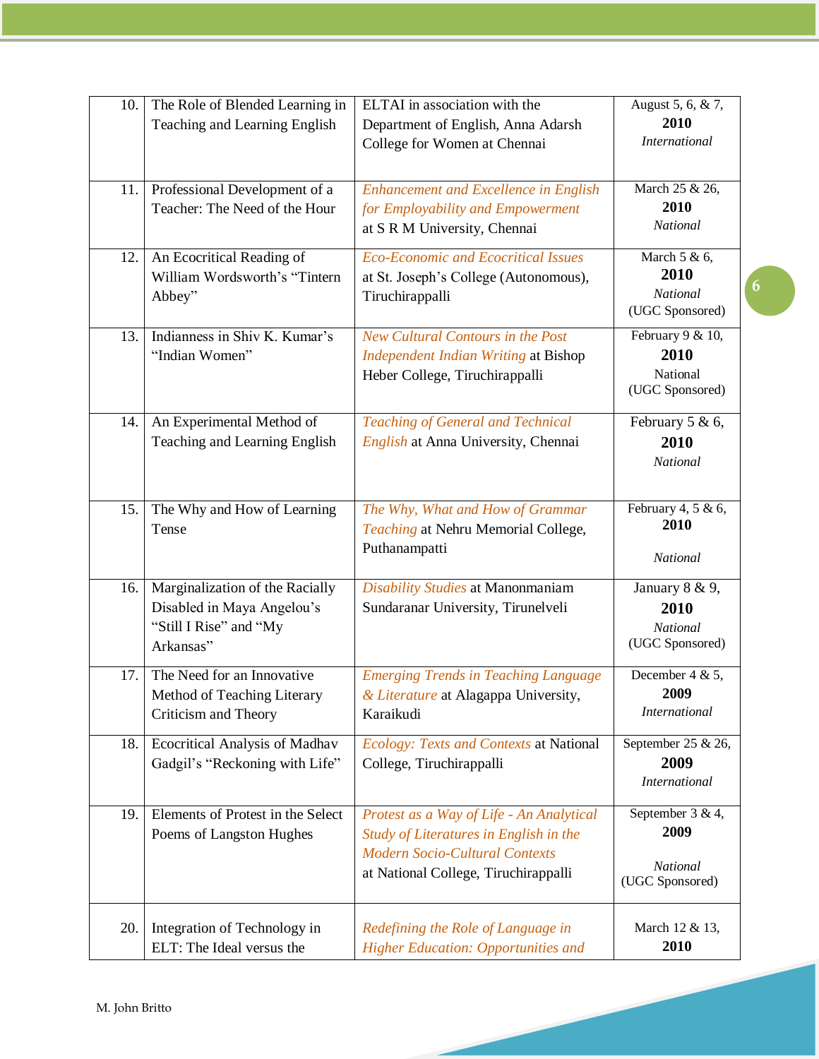| | | | |
|---|---|---|---|
| 10. | The Role of Blended Learning in Teaching and Learning English | ELTAI in association with the Department of English, Anna Adarsh College for Women at Chennai | August 5, 6, & 7, **2010** *International* |
| 11. | Professional Development of a Teacher: The Need of the Hour | *Enhancement and Excellence in English for Employability and Empowerment* at S R M University, Chennai | March 25 & 26, **2010** *National* |
| 12. | An Ecocritical Reading of William Wordsworth's "Tintern Abbey" | *Eco-Economic and Ecocritical Issues* at St. Joseph's College (Autonomous), Tiruchirappalli | March 5 & 6, **2010** *National* (UGC Sponsored) |
| 13. | Indianness in Shiv K. Kumar's "Indian Women" | *New Cultural Contours in the Post Independent Indian Writing* at Bishop Heber College, Tiruchirappalli | February 9 & 10, **2010** National (UGC Sponsored) |
| 14. | An Experimental Method of Teaching and Learning English | *Teaching of General and Technical English* at Anna University, Chennai | February 5 & 6, **2010** *National* |
| 15. | The Why and How of Learning Tense | *The Why, What and How of Grammar Teaching* at Nehru Memorial College, Puthanampatti | February 4, 5 & 6, **2010** *National* |
| 16. | Marginalization of the Racially Disabled in Maya Angelou's "Still I Rise" and "My Arkansas" | *Disability Studies* at Manonmaniam Sundaranar University, Tirunelveli | January 8 & 9, **2010** *National* (UGC Sponsored) |
| 17. | The Need for an Innovative Method of Teaching Literary Criticism and Theory | *Emerging Trends in Teaching Language & Literature* at Alagappa University, Karaikudi | December 4 & 5, **2009** *International* |
| 18. | Ecocritical Analysis of Madhav Gadgil's "Reckoning with Life" | *Ecology: Texts and Contexts* at National College, Tiruchirappalli | September 25 & 26, **2009** *International* |
| 19. | Elements of Protest in the Select Poems of Langston Hughes | *Protest as a Way of Life - An Analytical Study of Literatures in English in the Modern Socio-Cultural Contexts* at National College, Tiruchirappalli | September 3 & 4, **2009** *National* (UGC Sponsored) |
| 20. | Integration of Technology in ELT: The Ideal versus the | *Redefining the Role of Language in Higher Education: Opportunities and* | March 12 & 13, **2010** |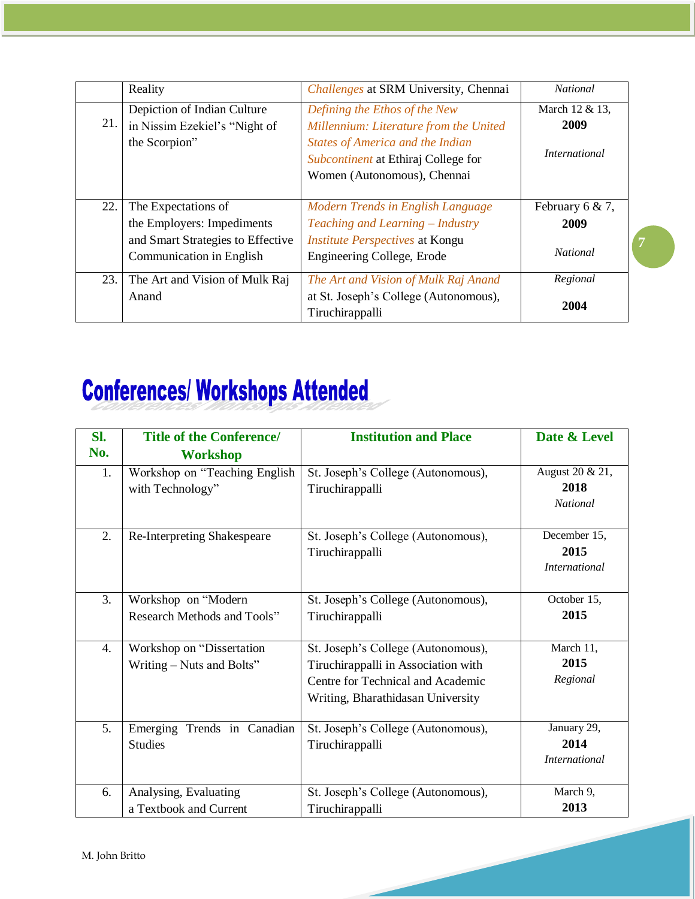|  | Reality | *Challenges* at SRM University, Chennai | *National* |
|---|---|---|---|
| 21. | Depiction of Indian Culture in Nissim Ezekiel's "Night of the Scorpion" | *Defining the Ethos of the New Millennium: Literature from the United States of America and the Indian Subcontinent* at Ethiraj College for Women (Autonomous), Chennai | March 12 & 13, **2009** *International* |
| 22. | The Expectations of the Employers: Impediments and Smart Strategies to Effective Communication in English | *Modern Trends in English Language Teaching and Learning – Industry Institute Perspectives* at Kongu Engineering College, Erode | February 6 & 7, **2009** *National* |
| 23. | The Art and Vision of Mulk Raj Anand | *The Art and Vision of Mulk Raj Anand* at St. Joseph's College (Autonomous), Tiruchirappalli | *Regional* **2004** |

## Conferences/ Workshops Attended

| Sl. No. | Title of the Conference/ Workshop | Institution and Place | Date & Level |
|---|---|---|---|
| 1. | Workshop on "Teaching English with Technology" | St. Joseph's College (Autonomous), Tiruchirappalli | August 20 & 21, **2018** *National* |
| 2. | Re-Interpreting Shakespeare | St. Joseph's College (Autonomous), Tiruchirappalli | December 15, **2015** *International* |
| 3. | Workshop on "Modern Research Methods and Tools" | St. Joseph's College (Autonomous), Tiruchirappalli | October 15, **2015** |
| 4. | Workshop on "Dissertation Writing – Nuts and Bolts" | St. Joseph's College (Autonomous), Tiruchirappalli in Association with Centre for Technical and Academic Writing, Bharathidasan University | March 11, **2015** *Regional* |
| 5. | Emerging Trends in Canadian Studies | St. Joseph's College (Autonomous), Tiruchirappalli | January 29, **2014** *International* |
| 6. | Analysing, Evaluating a Textbook and Current | St. Joseph's College (Autonomous), Tiruchirappalli | March 9, **2013** |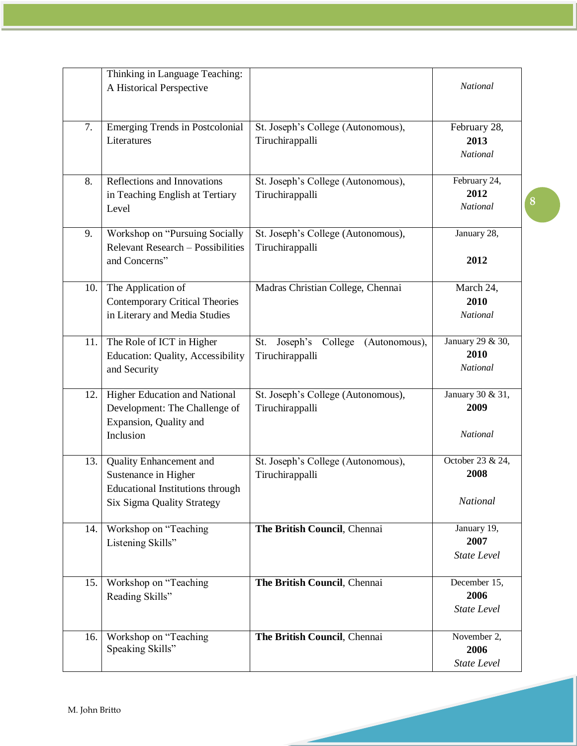| | | | |
|---|---|---|---|
| | Thinking in Language Teaching: A Historical Perspective | | *National* |
| 7. | Emerging Trends in Postcolonial Literatures | St. Joseph's College (Autonomous), Tiruchirappalli | February 28, **2013** *National* |
| 8. | Reflections and Innovations in Teaching English at Tertiary Level | St. Joseph's College (Autonomous), Tiruchirappalli | February 24, **2012** *National* |
| 9. | Workshop on "Pursuing Socially Relevant Research – Possibilities and Concerns" | St. Joseph's College (Autonomous), Tiruchirappalli | January 28, **2012** |
| 10. | The Application of Contemporary Critical Theories in Literary and Media Studies | Madras Christian College, Chennai | March 24, **2010** *National* |
| 11. | The Role of ICT in Higher Education: Quality, Accessibility and Security | St. Joseph's College (Autonomous), Tiruchirappalli | January 29 & 30, **2010** *National* |
| 12. | Higher Education and National Development: The Challenge of Expansion, Quality and Inclusion | St. Joseph's College (Autonomous), Tiruchirappalli | January 30 & 31, **2009** *National* |
| 13. | Quality Enhancement and Sustenance in Higher Educational Institutions through Six Sigma Quality Strategy | St. Joseph's College (Autonomous), Tiruchirappalli | October 23 & 24, **2008** *National* |
| 14. | Workshop on "Teaching Listening Skills" | **The British Council**, Chennai | January 19, **2007** *State Level* |
| 15. | Workshop on "Teaching Reading Skills" | **The British Council**, Chennai | December 15, **2006** *State Level* |
| 16. | Workshop on "Teaching Speaking Skills" | **The British Council**, Chennai | November 2, **2006** *State Level* |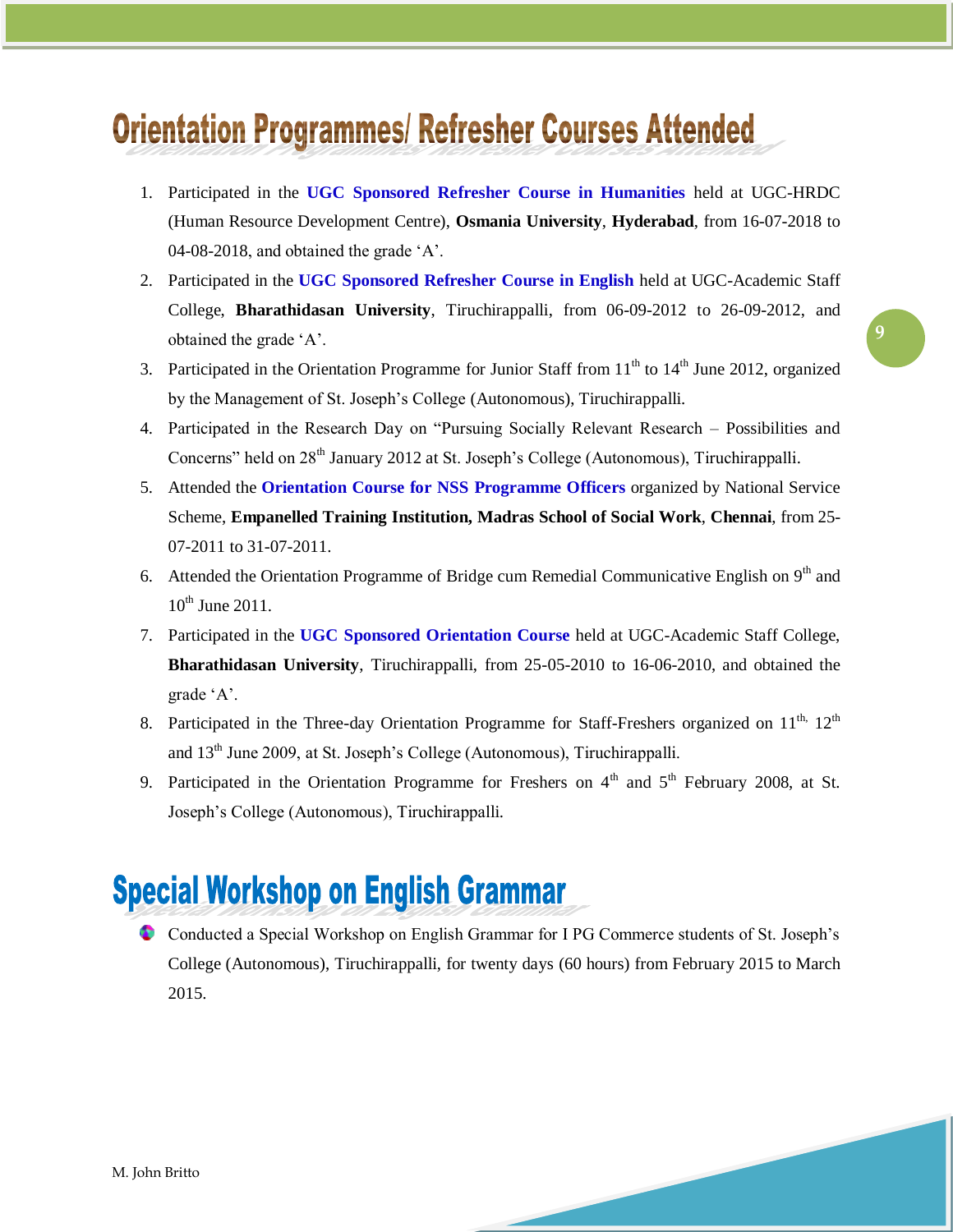# Orientation Programmes/ Refresher Courses Attended

1. Participated in the **UGC Sponsored Refresher Course in Humanities** held at UGC-HRDC (Human Resource Development Centre), **Osmania University**, **Hyderabad**, from 16-07-2018 to 04-08-2018, and obtained the grade 'A'.
2. Participated in the **UGC Sponsored Refresher Course in English** held at UGC-Academic Staff College, **Bharathidasan University**, Tiruchirappalli, from 06-09-2012 to 26-09-2012, and obtained the grade 'A'.
3. Participated in the Orientation Programme for Junior Staff from 11th to 14th June 2012, organized by the Management of St. Joseph's College (Autonomous), Tiruchirappalli.
4. Participated in the Research Day on "Pursuing Socially Relevant Research – Possibilities and Concerns" held on 28th January 2012 at St. Joseph's College (Autonomous), Tiruchirappalli.
5. Attended the **Orientation Course for NSS Programme Officers** organized by National Service Scheme, **Empanelled Training Institution, Madras School of Social Work**, **Chennai**, from 25-07-2011 to 31-07-2011.
6. Attended the Orientation Programme of Bridge cum Remedial Communicative English on 9th and 10th June 2011.
7. Participated in the **UGC Sponsored Orientation Course** held at UGC-Academic Staff College, **Bharathidasan University**, Tiruchirappalli, from 25-05-2010 to 16-06-2010, and obtained the grade 'A'.
8. Participated in the Three-day Orientation Programme for Staff-Freshers organized on 11th, 12th and 13th June 2009, at St. Joseph's College (Autonomous), Tiruchirappalli.
9. Participated in the Orientation Programme for Freshers on 4th and 5th February 2008, at St. Joseph's College (Autonomous), Tiruchirappalli.

# Special Workshop on English Grammar

- Conducted a Special Workshop on English Grammar for I PG Commerce students of St. Joseph's College (Autonomous), Tiruchirappalli, for twenty days (60 hours) from February 2015 to March 2015.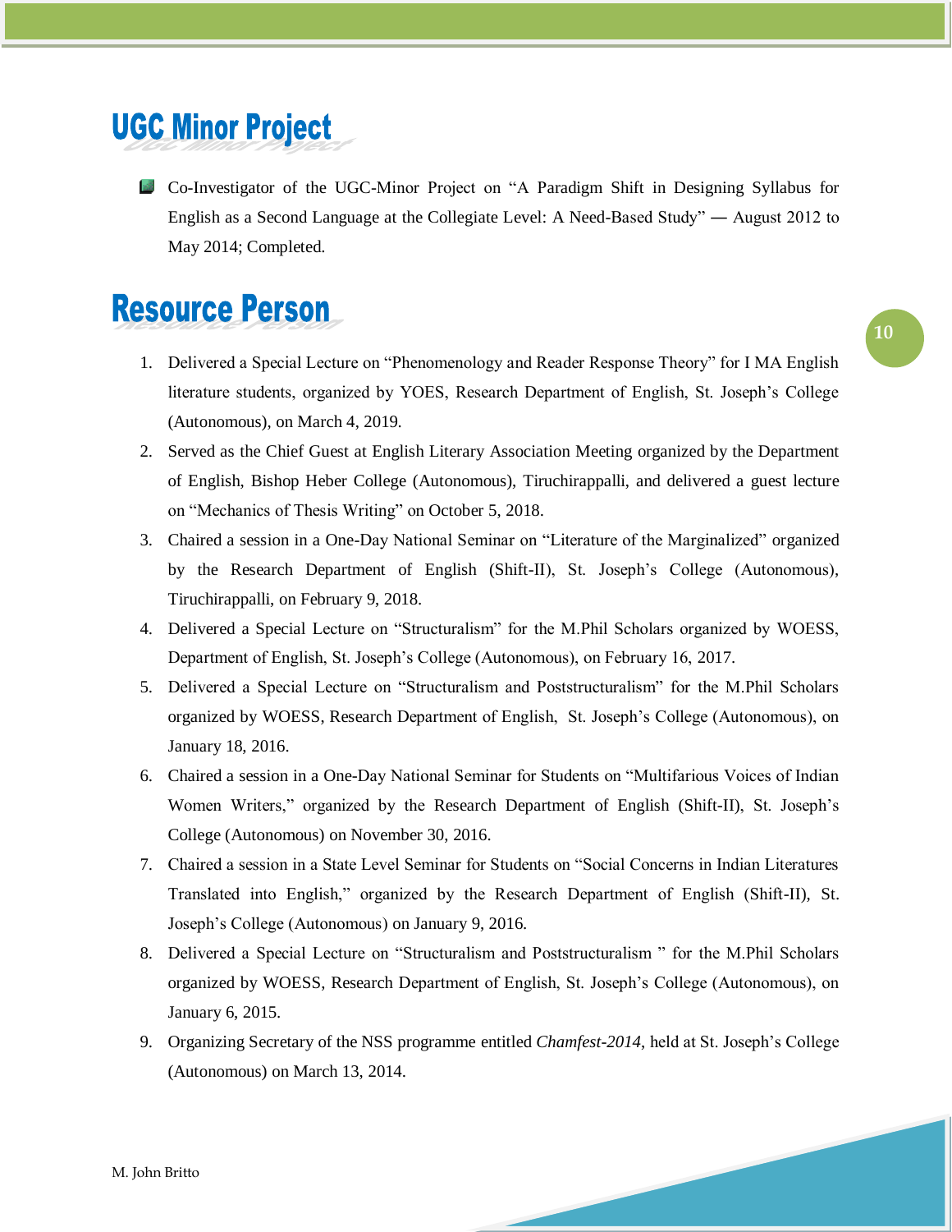## UGC Minor Project

- Co-Investigator of the UGC-Minor Project on “A Paradigm Shift in Designing Syllabus for English as a Second Language at the Collegiate Level: A Need-Based Study” — August 2012 to May 2014; Completed.

## Resource Person

1. Delivered a Special Lecture on “Phenomenology and Reader Response Theory” for I MA English literature students, organized by YOES, Research Department of English, St. Joseph’s College (Autonomous), on March 4, 2019.
2. Served as the Chief Guest at English Literary Association Meeting organized by the Department of English, Bishop Heber College (Autonomous), Tiruchirappalli, and delivered a guest lecture on “Mechanics of Thesis Writing” on October 5, 2018.
3. Chaired a session in a One-Day National Seminar on “Literature of the Marginalized” organized by the Research Department of English (Shift-II), St. Joseph’s College (Autonomous), Tiruchirappalli, on February 9, 2018.
4. Delivered a Special Lecture on “Structuralism” for the M.Phil Scholars organized by WOESS, Department of English, St. Joseph’s College (Autonomous), on February 16, 2017.
5. Delivered a Special Lecture on “Structuralism and Poststructuralism” for the M.Phil Scholars organized by WOESS, Research Department of English, St. Joseph’s College (Autonomous), on January 18, 2016.
6. Chaired a session in a One-Day National Seminar for Students on “Multifarious Voices of Indian Women Writers,” organized by the Research Department of English (Shift-II), St. Joseph’s College (Autonomous) on November 30, 2016.
7. Chaired a session in a State Level Seminar for Students on “Social Concerns in Indian Literatures Translated into English,” organized by the Research Department of English (Shift-II), St. Joseph’s College (Autonomous) on January 9, 2016.
8. Delivered a Special Lecture on “Structuralism and Poststructuralism ” for the M.Phil Scholars organized by WOESS, Research Department of English, St. Joseph’s College (Autonomous), on January 6, 2015.
9. Organizing Secretary of the NSS programme entitled *Chamfest-2014*, held at St. Joseph’s College (Autonomous) on March 13, 2014.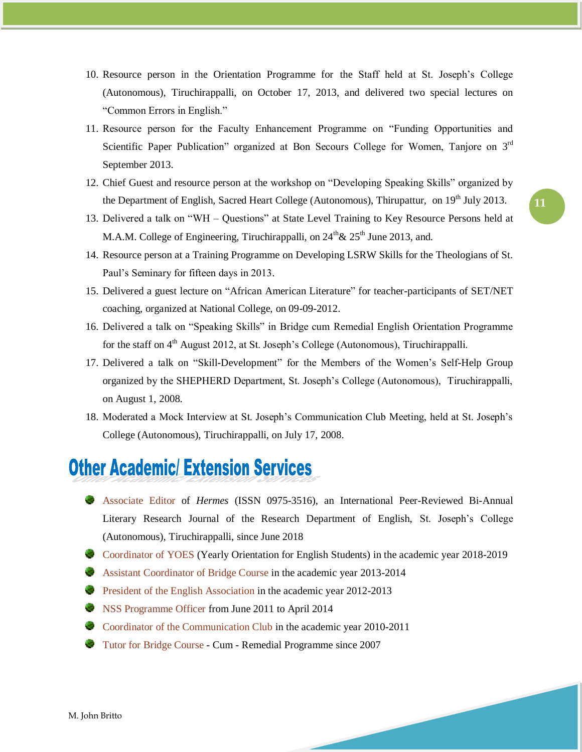10. Resource person in the Orientation Programme for the Staff held at St. Joseph's College (Autonomous), Tiruchirappalli, on October 17, 2013, and delivered two special lectures on "Common Errors in English."
11. Resource person for the Faculty Enhancement Programme on "Funding Opportunities and Scientific Paper Publication" organized at Bon Secours College for Women, Tanjore on 3rd September 2013.
12. Chief Guest and resource person at the workshop on "Developing Speaking Skills" organized by the Department of English, Sacred Heart College (Autonomous), Thirupattur, on 19th July 2013.
13. Delivered a talk on "WH – Questions" at State Level Training to Key Resource Persons held at M.A.M. College of Engineering, Tiruchirappalli, on 24th& 25th June 2013, and.
14. Resource person at a Training Programme on Developing LSRW Skills for the Theologians of St. Paul's Seminary for fifteen days in 2013.
15. Delivered a guest lecture on "African American Literature" for teacher-participants of SET/NET coaching, organized at National College, on 09-09-2012.
16. Delivered a talk on "Speaking Skills" in Bridge cum Remedial English Orientation Programme for the staff on 4th August 2012, at St. Joseph's College (Autonomous), Tiruchirappalli.
17. Delivered a talk on "Skill-Development" for the Members of the Women's Self-Help Group organized by the SHEPHERD Department, St. Joseph's College (Autonomous), Tiruchirappalli, on August 1, 2008.
18. Moderated a Mock Interview at St. Joseph's Communication Club Meeting, held at St. Joseph's College (Autonomous), Tiruchirappalli, on July 17, 2008.

## Other Academic/ Extension Services

- Associate Editor of *Hermes* (ISSN 0975-3516), an International Peer-Reviewed Bi-Annual Literary Research Journal of the Research Department of English, St. Joseph's College (Autonomous), Tiruchirappalli, since June 2018
- Coordinator of YOES (Yearly Orientation for English Students) in the academic year 2018-2019
- Assistant Coordinator of Bridge Course in the academic year 2013-2014
- President of the English Association in the academic year 2012-2013
- NSS Programme Officer from June 2011 to April 2014
- Coordinator of the Communication Club in the academic year 2010-2011
- Tutor for Bridge Course - Cum - Remedial Programme since 2007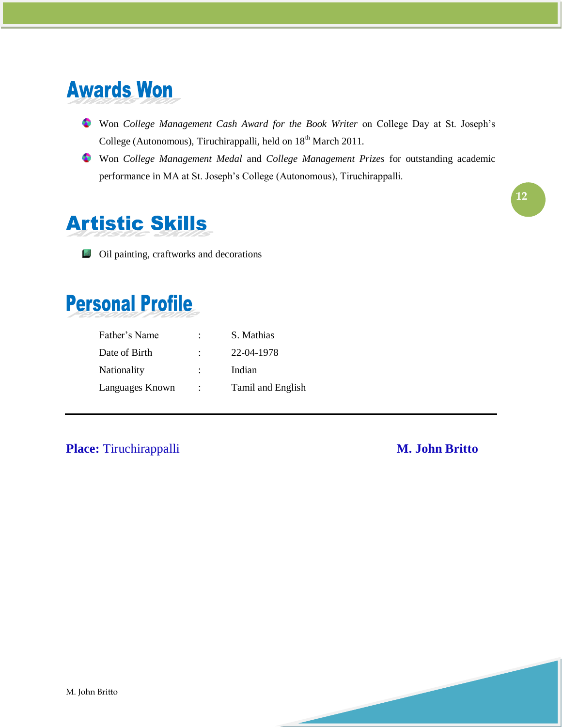## Awards Won

- Won *College Management Cash Award for the Book Writer* on College Day at St. Joseph's College (Autonomous), Tiruchirappalli, held on 18th March 2011.
- Won *College Management Medal* and *College Management Prizes* for outstanding academic performance in MA at St. Joseph's College (Autonomous), Tiruchirappalli.

## Artistic Skills

- Oil painting, craftworks and decorations

## Personal Profile

| | | |
|---|---|---|
| Father's Name | : | S. Mathias |
| Date of Birth | : | 22-04-1978 |
| Nationality | : | Indian |
| Languages Known | : | Tamil and English |

---

**Place:** Tiruchirappalli **M. John Britto**